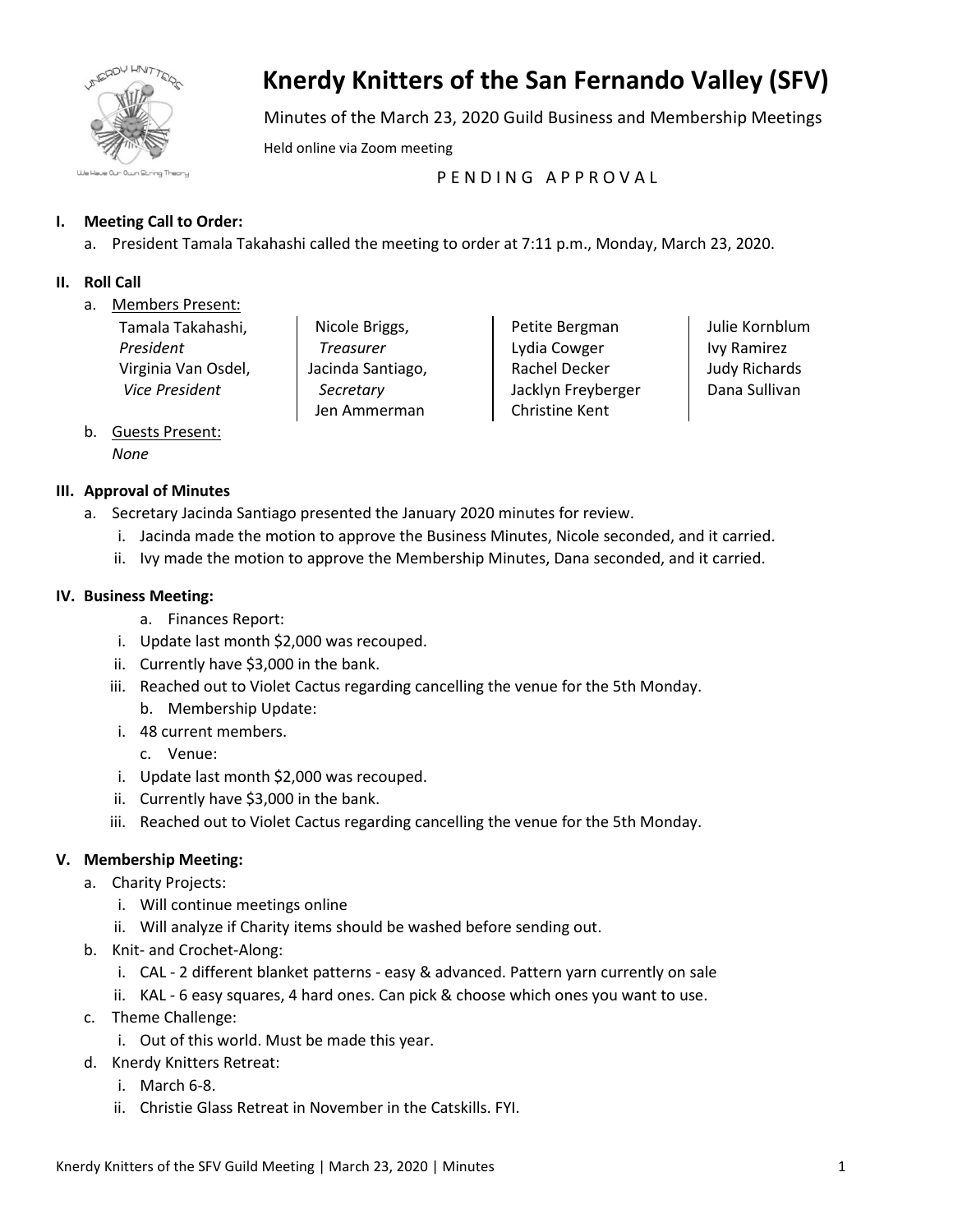# Knerdy Knitters of the San Fernando Valley (SFV)

Minutes of the March 23, 2020 Guild Business and Membership Meetings

Held online via Zoom meeting

P E N D I N G   A P P R O V A L

**I. Meeting Call to Order:**

a. President Tamala Takahashi called the meeting to order at 7:11 p.m., Monday, March 23, 2020.

**II. Roll Call**

a. Members Present:

| | | | |
|---|---|---|---|
| Tamala Takahashi, *President* | Nicole Briggs, *Treasurer* | Petite Bergman | Julie Kornblum |
| Virginia Van Osdel, *Vice President* | Jacinda Santiago, *Secretary* | Lydia Cowger | Ivy Ramirez |
| | Jen Ammerman | Rachel Decker | Judy Richards |
| | | Jacklyn Freyberger | Dana Sullivan |
| | | Christine Kent | |

b. Guests Present:
*None*

**III. Approval of Minutes**

a. Secretary Jacinda Santiago presented the January 2020 minutes for review.
   i. Jacinda made the motion to approve the Business Minutes, Nicole seconded, and it carried.
   ii. Ivy made the motion to approve the Membership Minutes, Dana seconded, and it carried.

**IV. Business Meeting:**

a. Finances Report:
   i. Update last month $2,000 was recouped.
   ii. Currently have $3,000 in the bank.
   iii. Reached out to Violet Cactus regarding cancelling the venue for the 5th Monday.

b. Membership Update:
   i. 48 current members.

c. Venue:
   i. Update last month $2,000 was recouped.
   ii. Currently have $3,000 in the bank.
   iii. Reached out to Violet Cactus regarding cancelling the venue for the 5th Monday.

**V. Membership Meeting:**

a. Charity Projects:
   i. Will continue meetings online
   ii. Will analyze if Charity items should be washed before sending out.

b. Knit- and Crochet-Along:
   i. CAL - 2 different blanket patterns - easy & advanced. Pattern yarn currently on sale
   ii. KAL - 6 easy squares, 4 hard ones. Can pick & choose which ones you want to use.

c. Theme Challenge:
   i. Out of this world. Must be made this year.

d. Knerdy Knitters Retreat:
   i. March 6-8.
   ii. Christie Glass Retreat in November in the Catskills. FYI.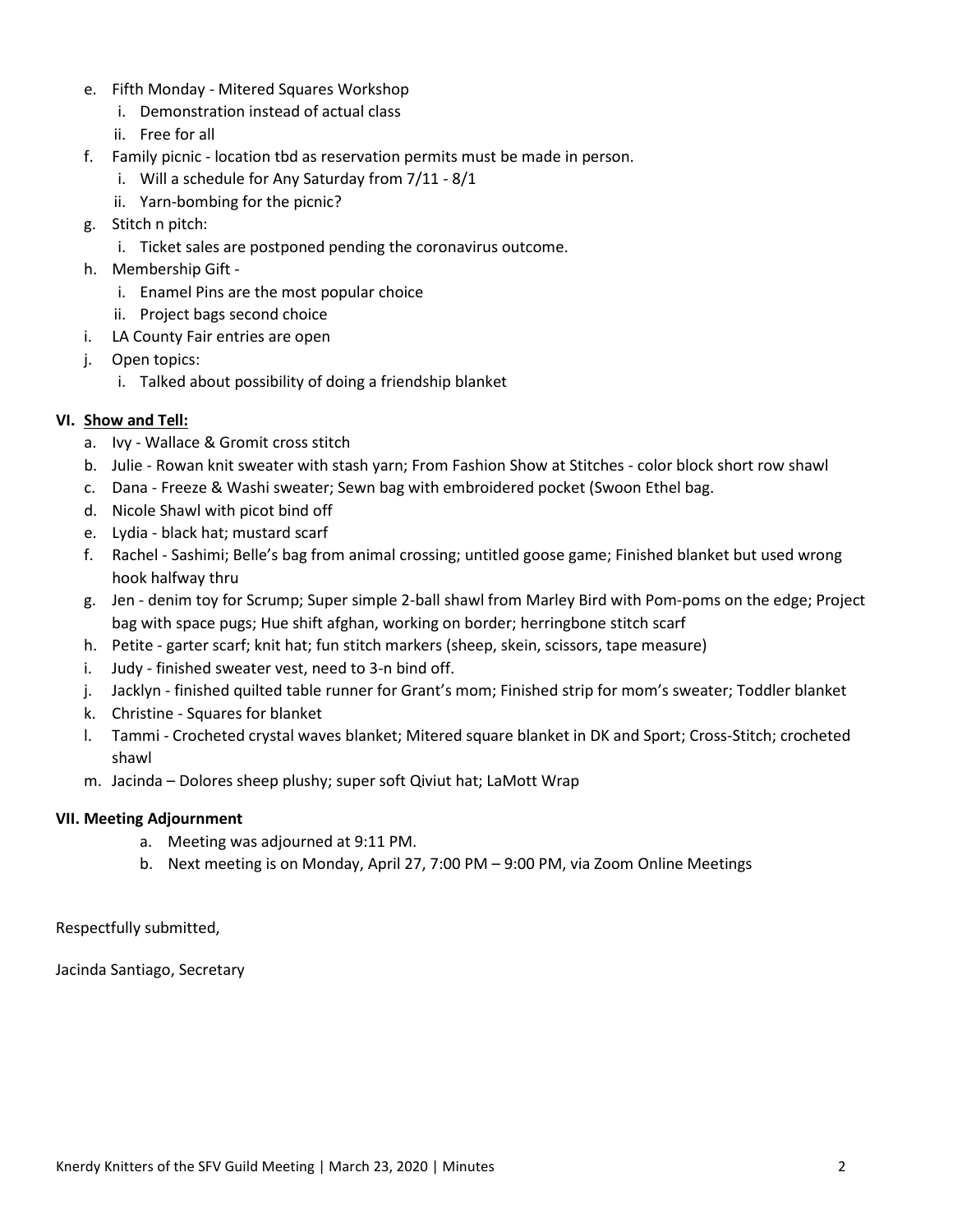e. Fifth Monday - Mitered Squares Workshop
   i. Demonstration instead of actual class
   ii. Free for all
f. Family picnic - location tbd as reservation permits must be made in person.
   i. Will a schedule for Any Saturday from 7/11 - 8/1
   ii. Yarn-bombing for the picnic?
g. Stitch n pitch:
   i. Ticket sales are postponed pending the coronavirus outcome.
h. Membership Gift -
   i. Enamel Pins are the most popular choice
   ii. Project bags second choice
i. LA County Fair entries are open
j. Open topics:
   i. Talked about possibility of doing a friendship blanket

**VI. Show and Tell:**

a. Ivy - Wallace & Gromit cross stitch
b. Julie - Rowan knit sweater with stash yarn; From Fashion Show at Stitches - color block short row shawl
c. Dana - Freeze & Washi sweater; Sewn bag with embroidered pocket (Swoon Ethel bag.
d. Nicole Shawl with picot bind off
e. Lydia - black hat; mustard scarf
f. Rachel - Sashimi; Belle's bag from animal crossing; untitled goose game; Finished blanket but used wrong hook halfway thru
g. Jen - denim toy for Scrump; Super simple 2-ball shawl from Marley Bird with Pom-poms on the edge; Project bag with space pugs; Hue shift afghan, working on border; herringbone stitch scarf
h. Petite - garter scarf; knit hat; fun stitch markers (sheep, skein, scissors, tape measure)
i. Judy - finished sweater vest, need to 3-n bind off.
j. Jacklyn - finished quilted table runner for Grant's mom; Finished strip for mom's sweater; Toddler blanket
k. Christine - Squares for blanket
l. Tammi - Crocheted crystal waves blanket; Mitered square blanket in DK and Sport; Cross-Stitch; crocheted shawl
m. Jacinda – Dolores sheep plushy; super soft Qiviut hat; LaMott Wrap

**VII. Meeting Adjournment**

a. Meeting was adjourned at 9:11 PM.
b. Next meeting is on Monday, April 27, 7:00 PM – 9:00 PM, via Zoom Online Meetings

Respectfully submitted,

Jacinda Santiago, Secretary